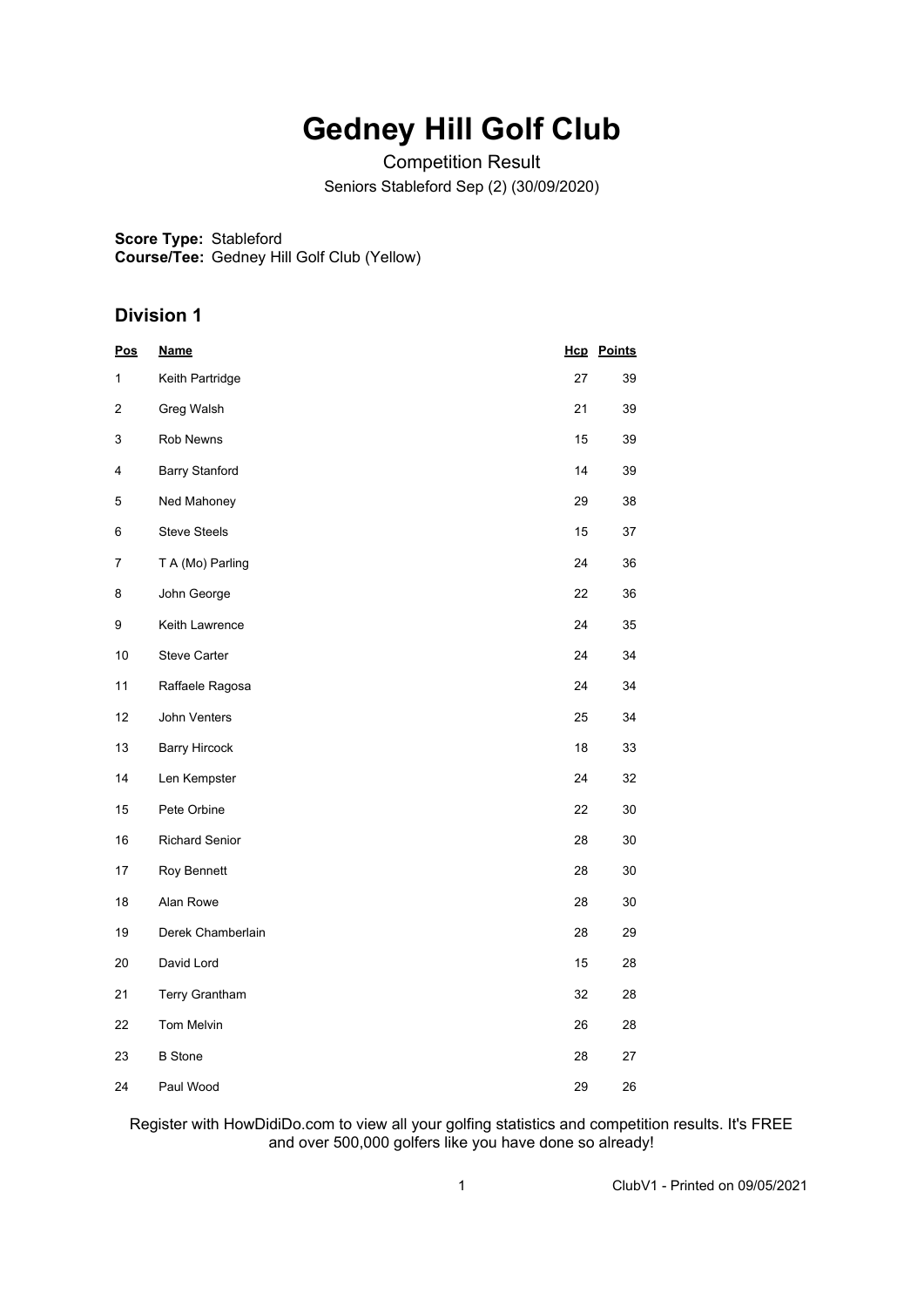# Gedney Hill Golf Club

Competition Result

Seniors Stableford Sep (2) (30/09/2020)

**Score Type:** Stableford
**Course/Tee:** Gedney Hill Golf Club (Yellow)

## Division 1

| Pos | Name | Hcp | Points |
|---|---|---|---|
| 1 | Keith Partridge | 27 | 39 |
| 2 | Greg Walsh | 21 | 39 |
| 3 | Rob Newns | 15 | 39 |
| 4 | Barry Stanford | 14 | 39 |
| 5 | Ned Mahoney | 29 | 38 |
| 6 | Steve Steels | 15 | 37 |
| 7 | T A (Mo) Parling | 24 | 36 |
| 8 | John George | 22 | 36 |
| 9 | Keith Lawrence | 24 | 35 |
| 10 | Steve Carter | 24 | 34 |
| 11 | Raffaele Ragosa | 24 | 34 |
| 12 | John Venters | 25 | 34 |
| 13 | Barry Hircock | 18 | 33 |
| 14 | Len Kempster | 24 | 32 |
| 15 | Pete Orbine | 22 | 30 |
| 16 | Richard Senior | 28 | 30 |
| 17 | Roy Bennett | 28 | 30 |
| 18 | Alan Rowe | 28 | 30 |
| 19 | Derek Chamberlain | 28 | 29 |
| 20 | David Lord | 15 | 28 |
| 21 | Terry Grantham | 32 | 28 |
| 22 | Tom Melvin | 26 | 28 |
| 23 | B Stone | 28 | 27 |
| 24 | Paul Wood | 29 | 26 |

Register with HowDidiDo.com to view all your golfing statistics and competition results. It's FREE and over 500,000 golfers like you have done so already!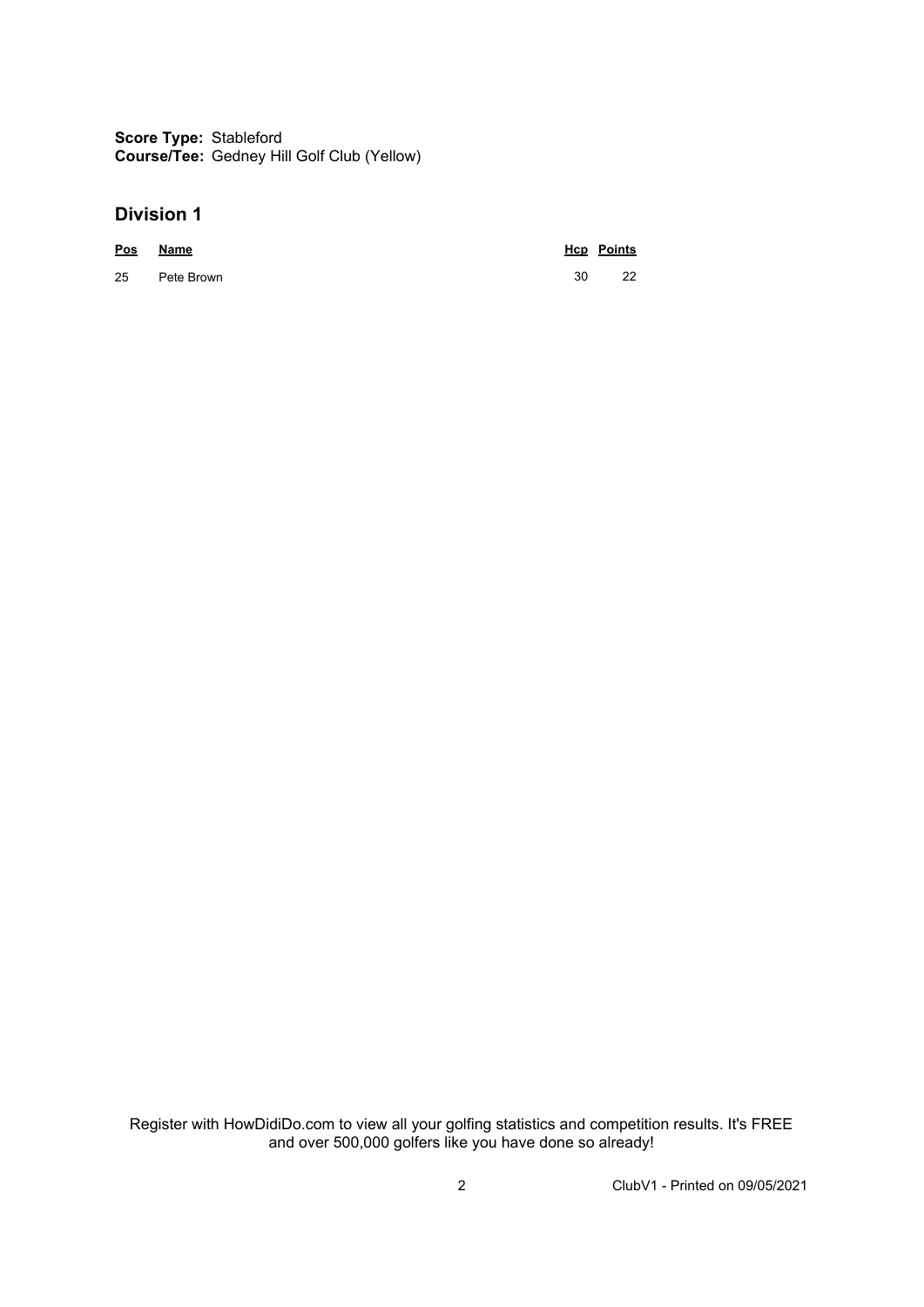**Score Type:** Stableford
**Course/Tee:** Gedney Hill Golf Club (Yellow)

## Division 1

| Pos | Name | Hcp | Points |
| --- | --- | --- | --- |
| 25 | Pete Brown | 30 | 22 |

Register with HowDidiDo.com to view all your golfing statistics and competition results. It's FREE and over 500,000 golfers like you have done so already!

ClubV1 - Printed on 09/05/2021